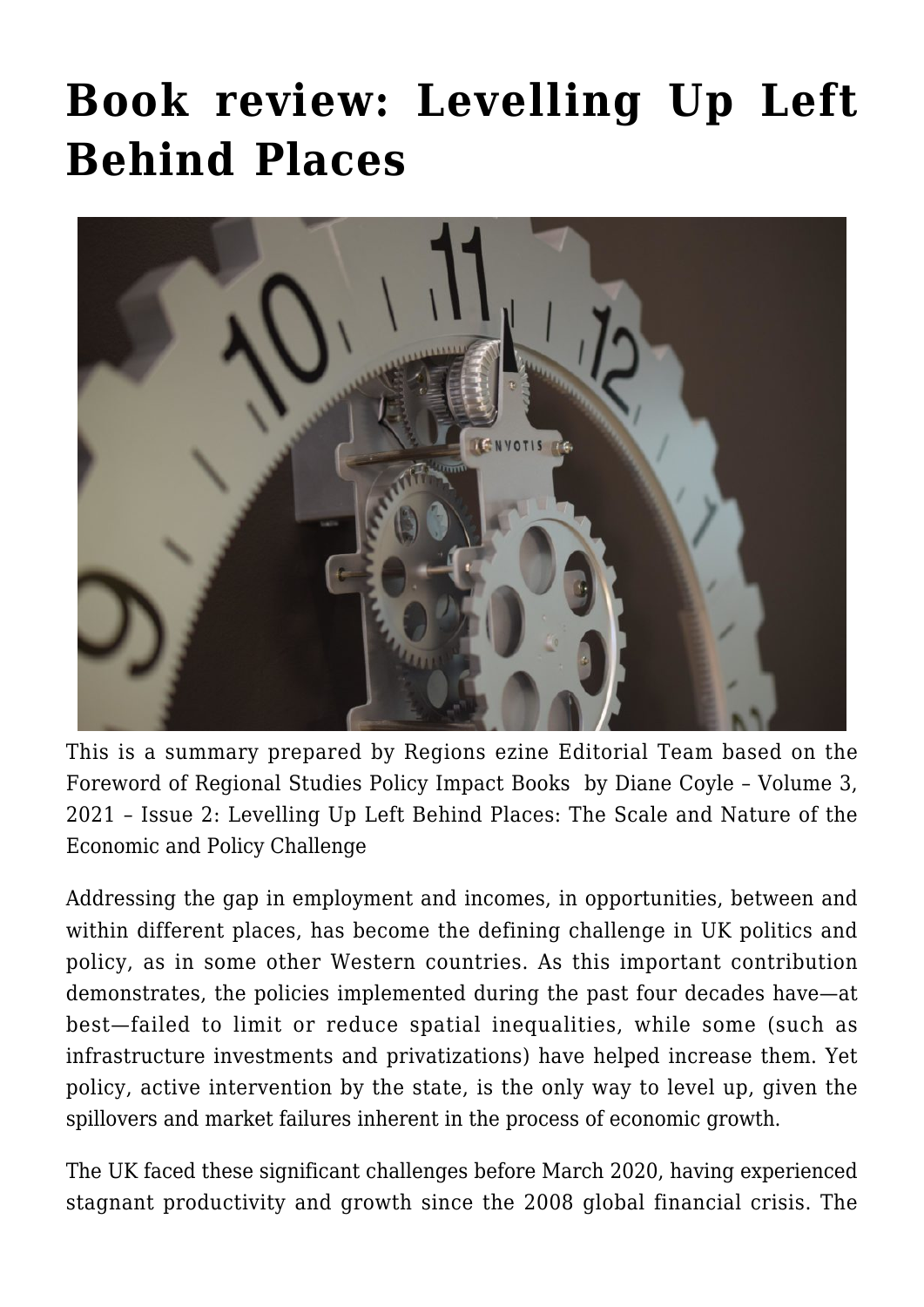# Book review: Levelling Up Left Behind Places

This is a summary prepared by Regions ezine Editorial Team based on the Foreword of Regional Studies Policy Impact Books by Diane Coyle – Volume 3, 2021 – Issue 2: Levelling Up Left Behind Places: The Scale and Nature of the Economic and Policy Challenge

Addressing the gap in employment and incomes, in opportunities, between and within different places, has become the defining challenge in UK politics and policy, as in some other Western countries. As this important contribution demonstrates, the policies implemented during the past four decades have—at best—failed to limit or reduce spatial inequalities, while some (such as infrastructure investments and privatizations) have helped increase them. Yet policy, active intervention by the state, is the only way to level up, given the spillovers and market failures inherent in the process of economic growth.

The UK faced these significant challenges before March 2020, having experienced stagnant productivity and growth since the 2008 global financial crisis. The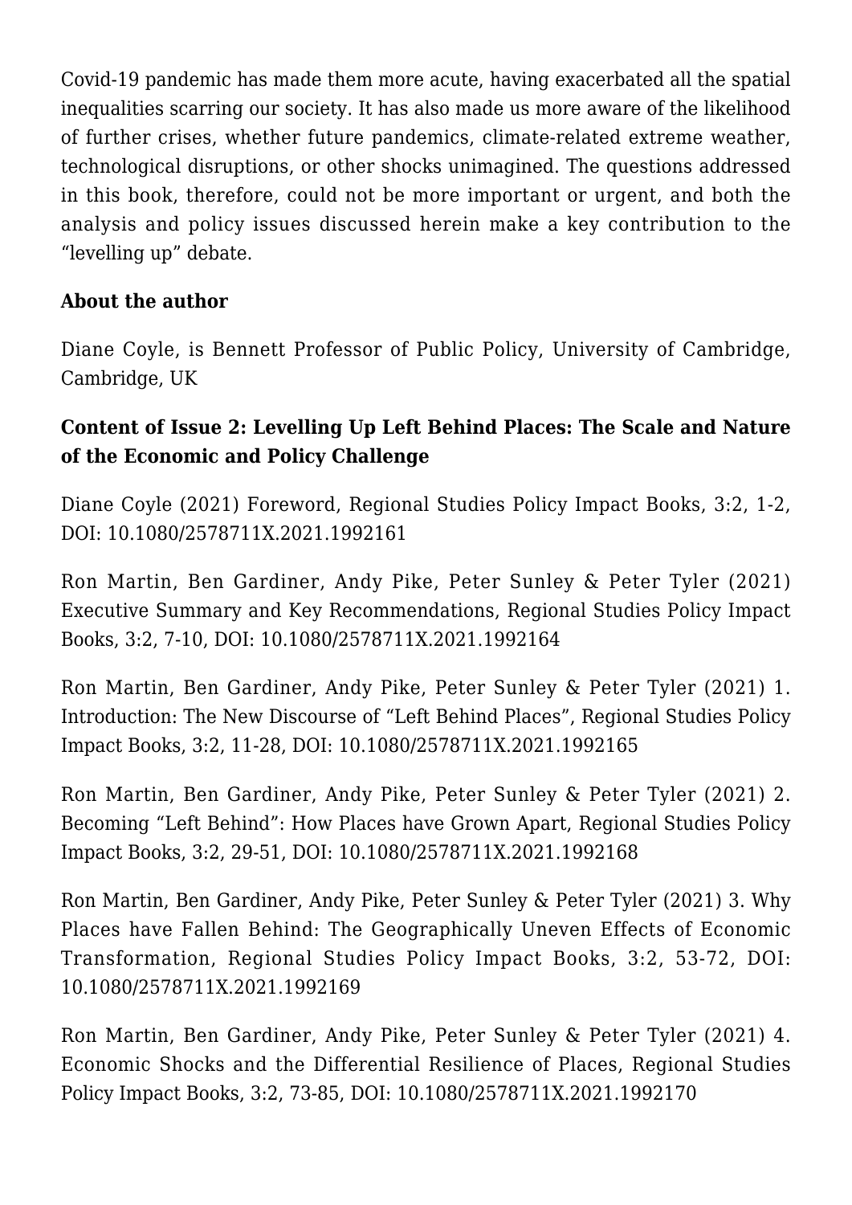Covid-19 pandemic has made them more acute, having exacerbated all the spatial inequalities scarring our society. It has also made us more aware of the likelihood of further crises, whether future pandemics, climate-related extreme weather, technological disruptions, or other shocks unimagined. The questions addressed in this book, therefore, could not be more important or urgent, and both the analysis and policy issues discussed herein make a key contribution to the "levelling up" debate.

**About the author**

Diane Coyle, is Bennett Professor of Public Policy, University of Cambridge, Cambridge, UK

**Content of Issue 2: Levelling Up Left Behind Places: The Scale and Nature of the Economic and Policy Challenge**

Diane Coyle (2021) Foreword, Regional Studies Policy Impact Books, 3:2, 1-2, DOI: 10.1080/2578711X.2021.1992161

Ron Martin, Ben Gardiner, Andy Pike, Peter Sunley & Peter Tyler (2021) Executive Summary and Key Recommendations, Regional Studies Policy Impact Books, 3:2, 7-10, DOI: 10.1080/2578711X.2021.1992164

Ron Martin, Ben Gardiner, Andy Pike, Peter Sunley & Peter Tyler (2021) 1. Introduction: The New Discourse of "Left Behind Places", Regional Studies Policy Impact Books, 3:2, 11-28, DOI: 10.1080/2578711X.2021.1992165

Ron Martin, Ben Gardiner, Andy Pike, Peter Sunley & Peter Tyler (2021) 2. Becoming "Left Behind": How Places have Grown Apart, Regional Studies Policy Impact Books, 3:2, 29-51, DOI: 10.1080/2578711X.2021.1992168

Ron Martin, Ben Gardiner, Andy Pike, Peter Sunley & Peter Tyler (2021) 3. Why Places have Fallen Behind: The Geographically Uneven Effects of Economic Transformation, Regional Studies Policy Impact Books, 3:2, 53-72, DOI: 10.1080/2578711X.2021.1992169

Ron Martin, Ben Gardiner, Andy Pike, Peter Sunley & Peter Tyler (2021) 4. Economic Shocks and the Differential Resilience of Places, Regional Studies Policy Impact Books, 3:2, 73-85, DOI: 10.1080/2578711X.2021.1992170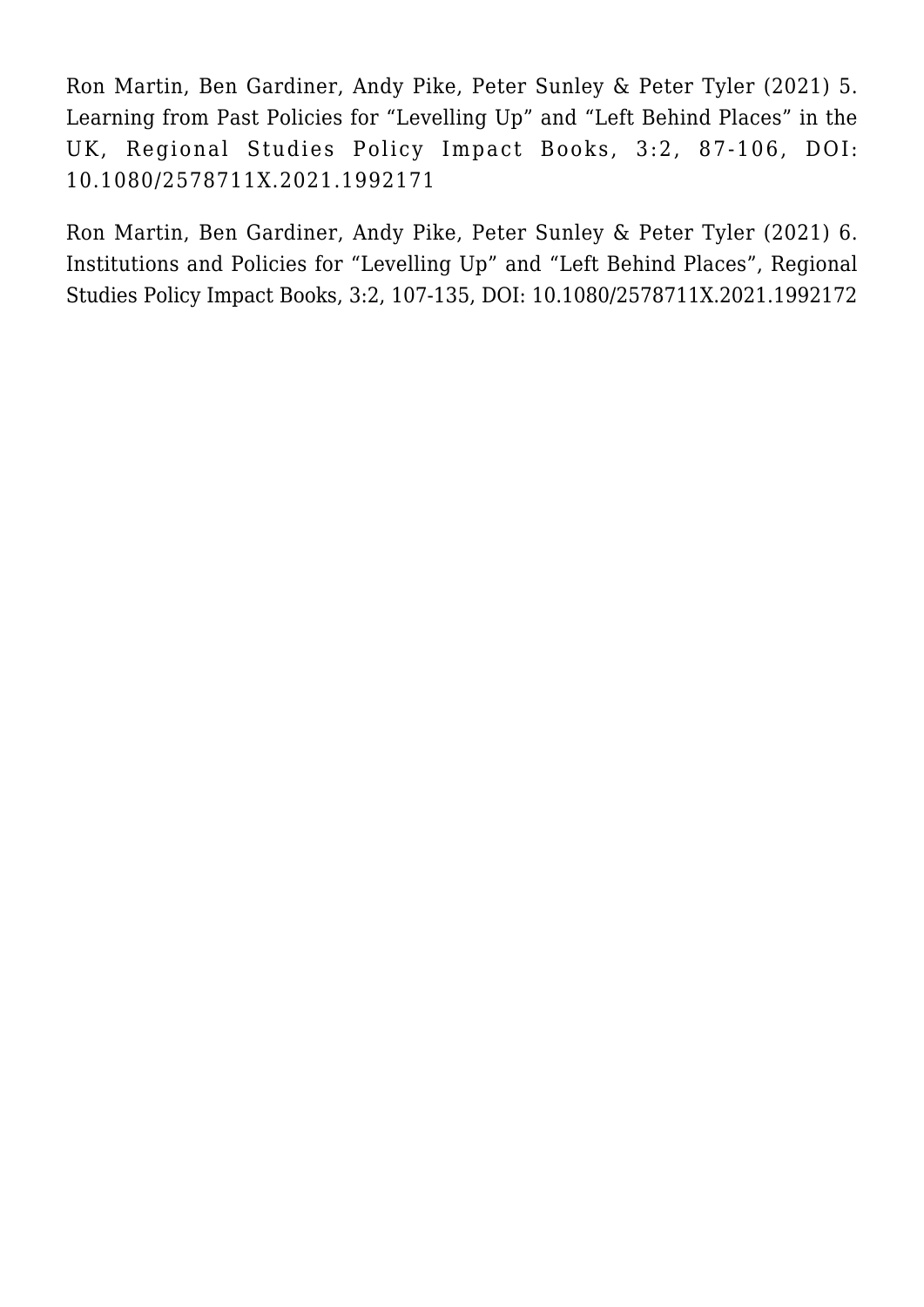Ron Martin, Ben Gardiner, Andy Pike, Peter Sunley & Peter Tyler (2021) 5. Learning from Past Policies for "Levelling Up" and "Left Behind Places" in the UK, Regional Studies Policy Impact Books, 3:2, 87-106, DOI: 10.1080/2578711X.2021.1992171

Ron Martin, Ben Gardiner, Andy Pike, Peter Sunley & Peter Tyler (2021) 6. Institutions and Policies for "Levelling Up" and "Left Behind Places", Regional Studies Policy Impact Books, 3:2, 107-135, DOI: 10.1080/2578711X.2021.1992172